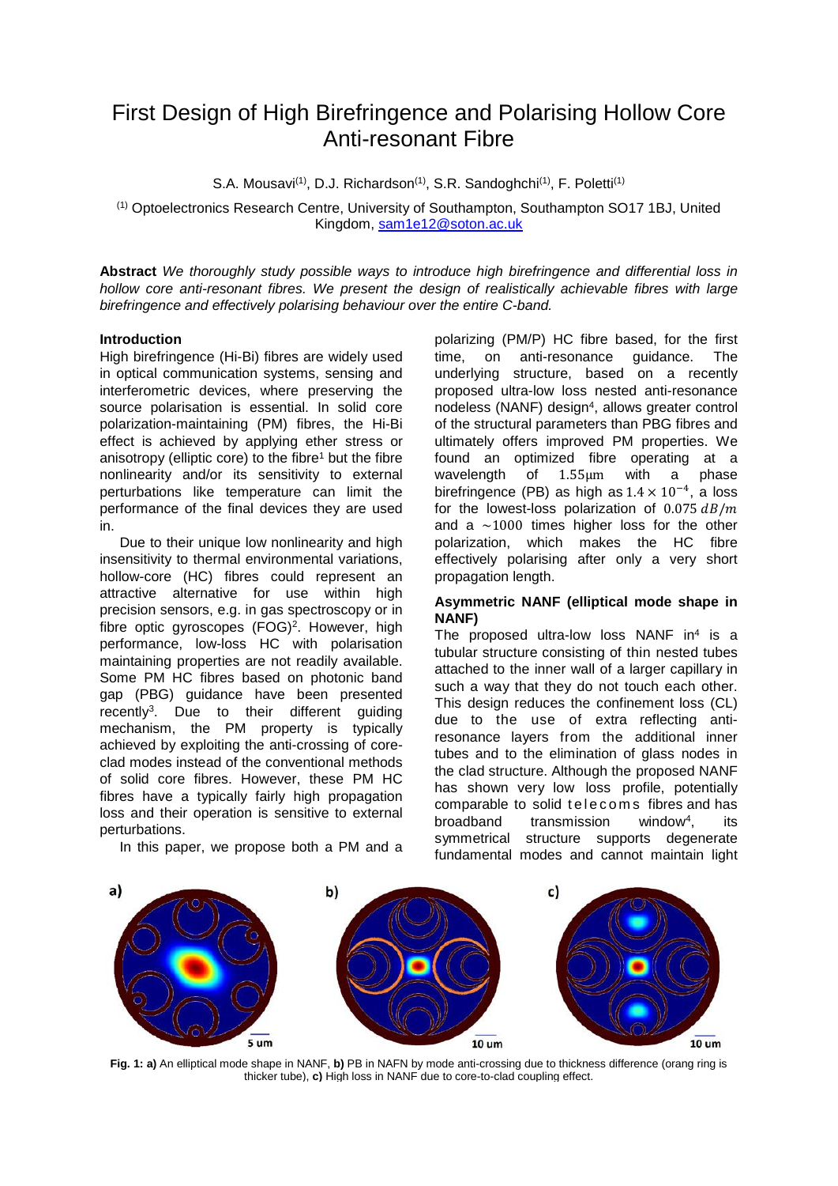# First Design of High Birefringence and Polarising Hollow Core Anti-resonant Fibre

S.A. Mousavi[(1)], D.J. Richardson[(1)], S.R. Sandoghchi[(1)], F. Poletti[(1)]

[(1)] Optoelectronics Research Centre, University of Southampton, Southampton SO17 1BJ, United Kingdom, sam1e12@soton.ac.uk

**Abstract** *We thoroughly study possible ways to introduce high birefringence and differential loss in hollow core anti-resonant fibres. We present the design of realistically achievable fibres with large birefringence and effectively polarising behaviour over the entire C-band.*

## Introduction

High birefringence (Hi-Bi) fibres are widely used in optical communication systems, sensing and interferometric devices, where preserving the source polarisation is essential. In solid core polarization-maintaining (PM) fibres, the Hi-Bi effect is achieved by applying ether stress or anisotropy (elliptic core) to the fibre[1] but the fibre nonlinearity and/or its sensitivity to external perturbations like temperature can limit the performance of the final devices they are used in.

Due to their unique low nonlinearity and high insensitivity to thermal environmental variations, hollow-core (HC) fibres could represent an attractive alternative for use within high precision sensors, e.g. in gas spectroscopy or in fibre optic gyroscopes (FOG)[2]. However, high performance, low-loss HC with polarisation maintaining properties are not readily available. Some PM HC fibres based on photonic band gap (PBG) guidance have been presented recently[3]. Due to their different guiding mechanism, the PM property is typically achieved by exploiting the anti-crossing of core-clad modes instead of the conventional methods of solid core fibres. However, these PM HC fibres have a typically fairly high propagation loss and their operation is sensitive to external perturbations.

In this paper, we propose both a PM and a polarizing (PM/P) HC fibre based, for the first time, on anti-resonance guidance. The underlying structure, based on a recently proposed ultra-low loss nested anti-resonance nodeless (NANF) design[4], allows greater control of the structural parameters than PBG fibres and ultimately offers improved PM properties. We found an optimized fibre operating at a wavelength of $1.55\mu m$ with a phase birefringence (PB) as high as $1.4 \times 10^{-4}$, a loss for the lowest-loss polarization of $0.075\ dB/m$ and a $\sim 1000$ times higher loss for the other polarization, which makes the HC fibre effectively polarising after only a very short propagation length.

### Asymmetric NANF (elliptical mode shape in NANF)

The proposed ultra-low loss NANF in[4] is a tubular structure consisting of thin nested tubes attached to the inner wall of a larger capillary in such a way that they do not touch each other. This design reduces the confinement loss (CL) due to the use of extra reflecting anti-resonance layers from the additional inner tubes and to the elimination of glass nodes in the clad structure. Although the proposed NANF has shown very low loss profile, potentially comparable to solid telecoms fibres and has broadband transmission window[4], its symmetrical structure supports degenerate fundamental modes and cannot maintain light

**Fig. 1: a)** An elliptical mode shape in NANF, **b)** PB in NAFN by mode anti-crossing due to thickness difference (orang ring is thicker tube), **c)** High loss in NANF due to core-to-clad coupling effect.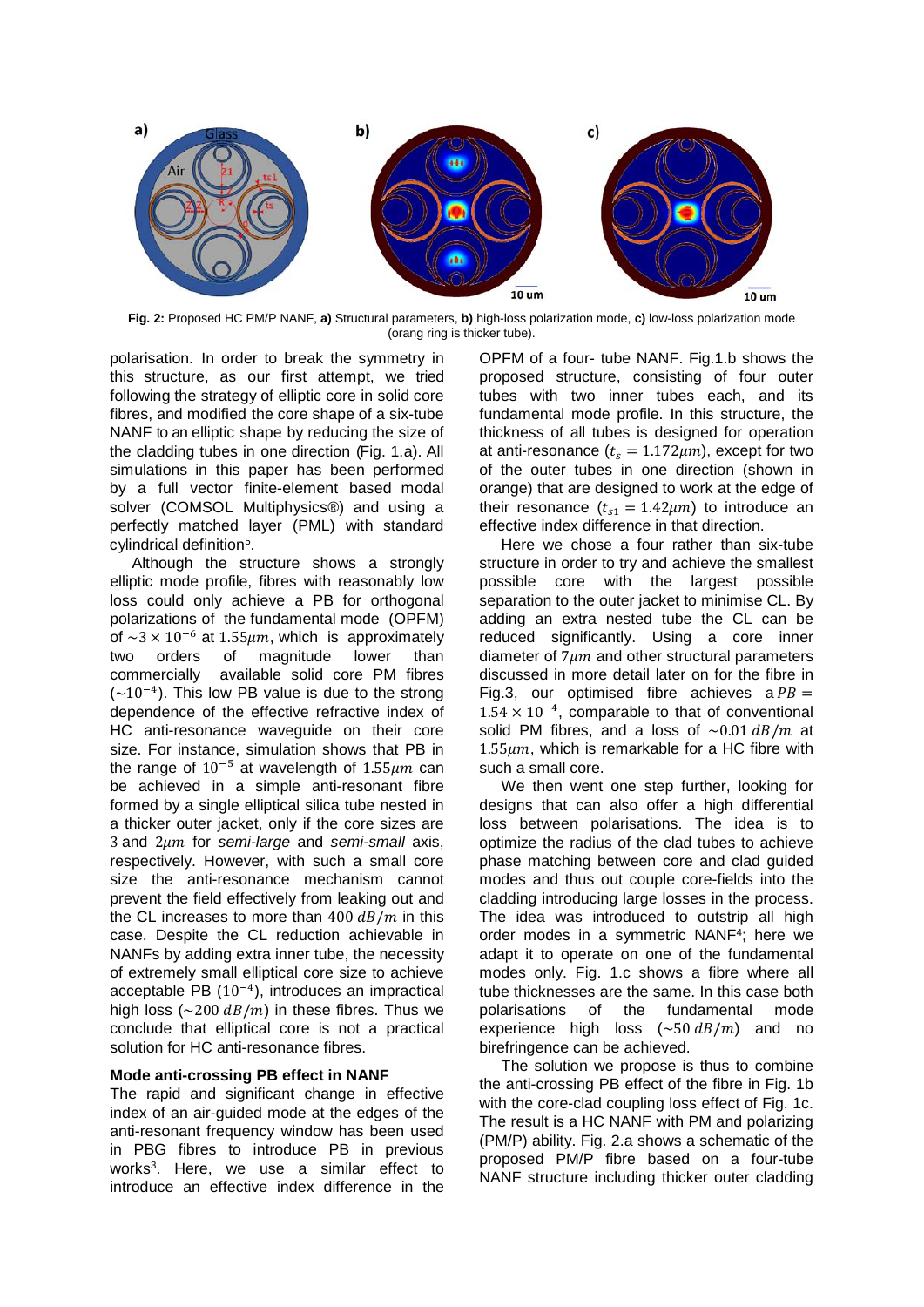Fig. 2: Proposed HC PM/P NANF, **a)** Structural parameters, **b)** high-loss polarization mode, **c)** low-loss polarization mode (orang ring is thicker tube).

polarisation. In order to break the symmetry in this structure, as our first attempt, we tried following the strategy of elliptic core in solid core fibres, and modified the core shape of a six-tube NANF to an elliptic shape by reducing the size of the cladding tubes in one direction (Fig. 1.a). All simulations in this paper has been performed by a full vector finite-element based modal solver (COMSOL Multiphysics®) and using a perfectly matched layer (PML) with standard cylindrical definition[5].

Although the structure shows a strongly elliptic mode profile, fibres with reasonably low loss could only achieve a PB for orthogonal polarizations of the fundamental mode (OPFM) of $\sim 3 \times 10^{-6}$ at $1.55\mu m$, which is approximately two orders of magnitude lower than commercially available solid core PM fibres ($\sim 10^{-4}$). This low PB value is due to the strong dependence of the effective refractive index of HC anti-resonance waveguide on their core size. For instance, simulation shows that PB in the range of $10^{-5}$ at wavelength of $1.55\mu m$ can be achieved in a simple anti-resonant fibre formed by a single elliptical silica tube nested in a thicker outer jacket, only if the core sizes are $3$ and $2\mu m$ for *semi-large* and *semi-small* axis, respectively. However, with such a small core size the anti-resonance mechanism cannot prevent the field effectively from leaking out and the CL increases to more than $400\ dB/m$ in this case. Despite the CL reduction achievable in NANFs by adding extra inner tube, the necessity of extremely small elliptical core size to achieve acceptable PB ($10^{-4}$), introduces an impractical high loss ($\sim 200\ dB/m$) in these fibres. Thus we conclude that elliptical core is not a practical solution for HC anti-resonance fibres.

**Mode anti-crossing PB effect in NANF**

The rapid and significant change in effective index of an air-guided mode at the edges of the anti-resonant frequency window has been used in PBG fibres to introduce PB in previous works[3]. Here, we use a similar effect to introduce an effective index difference in the OPFM of a four- tube NANF. Fig.1.b shows the proposed structure, consisting of four outer tubes with two inner tubes each, and its fundamental mode profile. In this structure, the thickness of all tubes is designed for operation at anti-resonance ($t_s = 1.172\mu m$), except for two of the outer tubes in one direction (shown in orange) that are designed to work at the edge of their resonance ($t_{s1} = 1.42\mu m$) to introduce an effective index difference in that direction.

Here we chose a four rather than six-tube structure in order to try and achieve the smallest possible core with the largest possible separation to the outer jacket to minimise CL. By adding an extra nested tube the CL can be reduced significantly. Using a core inner diameter of $7\mu m$ and other structural parameters discussed in more detail later on for the fibre in Fig.3, our optimised fibre achieves a $PB = 1.54 \times 10^{-4}$, comparable to that of conventional solid PM fibres, and a loss of $\sim 0.01\ dB/m$ at $1.55\mu m$, which is remarkable for a HC fibre with such a small core.

We then went one step further, looking for designs that can also offer a high differential loss between polarisations. The idea is to optimize the radius of the clad tubes to achieve phase matching between core and clad guided modes and thus out couple core-fields into the cladding introducing large losses in the process. The idea was introduced to outstrip all high order modes in a symmetric NANF[4]; here we adapt it to operate on one of the fundamental modes only. Fig. 1.c shows a fibre where all tube thicknesses are the same. In this case both polarisations of the fundamental mode experience high loss ($\sim 50\ dB/m$) and no birefringence can be achieved.

The solution we propose is thus to combine the anti-crossing PB effect of the fibre in Fig. 1b with the core-clad coupling loss effect of Fig. 1c. The result is a HC NANF with PM and polarizing (PM/P) ability. Fig. 2.a shows a schematic of the proposed PM/P fibre based on a four-tube NANF structure including thicker outer cladding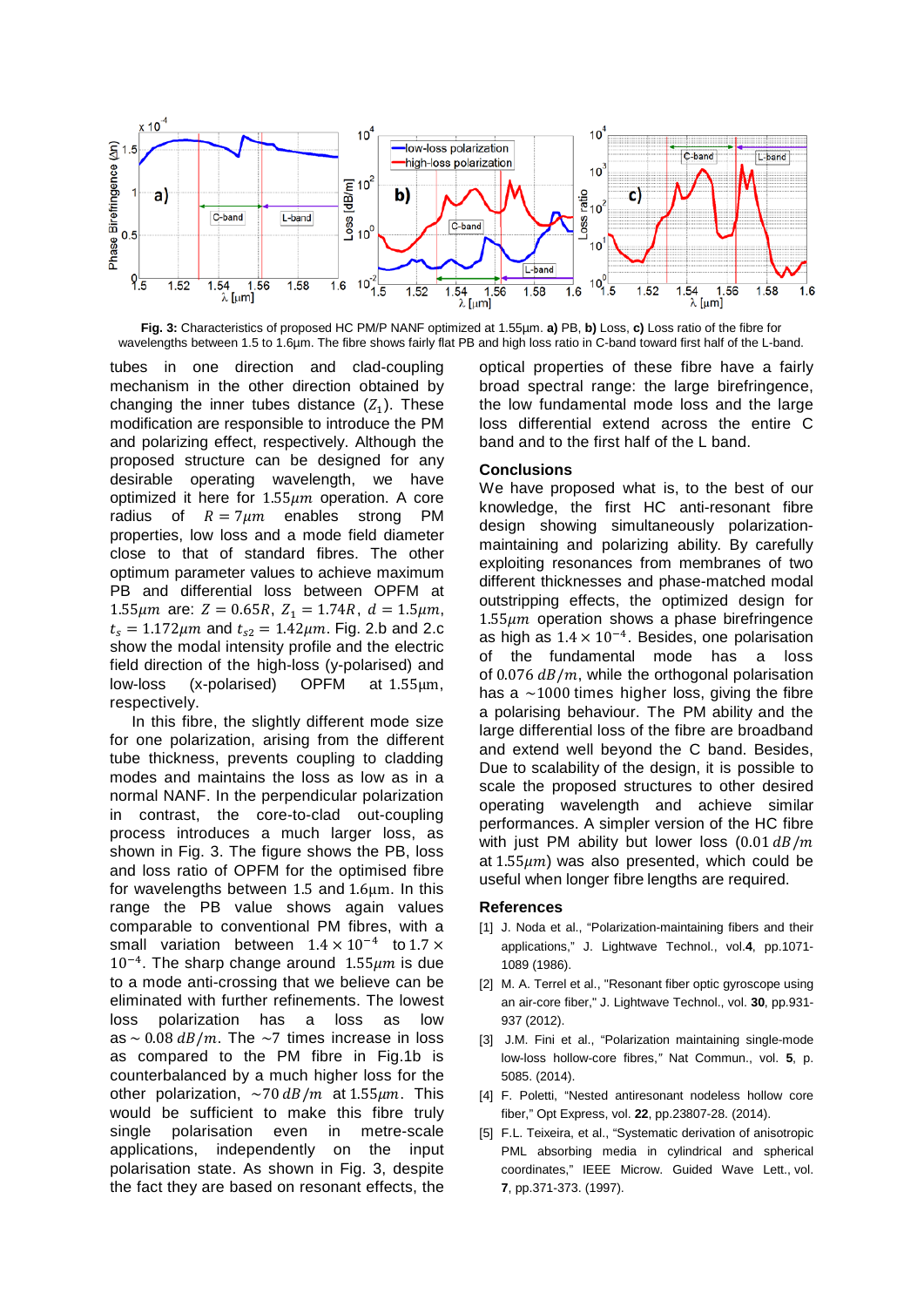x 10^-4

Phase Birefringence (Δn)

a)

C-band

L-band

λ [μm]

10^4

Loss [dB/m]

low-loss polarization

high-loss polarization

b)

C-band

L-band

λ [μm]

10^4

Loss ratio

c)

C-band

L-band

λ [μm]

**Fig. 3:** Characteristics of proposed HC PM/PP NANF optimized at 1.55μm. **a)** PB, **b)** Loss, **c)** Loss ratio of the fibre for wavelengths between 1.5 to 1.6μm. The fibre shows fairly flat PB and high loss ratio in C-band toward first half of the L-band.

tubes in one direction and clad-coupling mechanism in the other direction obtained by changing the inner tubes distance ($Z_1$). These modification are responsible to introduce the PM and polarizing effect, respectively. Although the proposed structure can be designed for any desirable operating wavelength, we have optimized it here for $1.55\mu m$ operation. A core radius of $R = 7\mu m$ enables strong PM properties, low loss and a mode field diameter close to that of standard fibres. The other optimum parameter values to achieve maximum PB and differential loss between OPFM at $1.55\mu m$ are: $Z = 0.65R$, $Z_1 = 1.74R$, $d = 1.5\mu m$, $t_s = 1.172\mu m$ and $t_{s2} = 1.42\mu m$. Fig. 2.b and 2.c show the modal intensity profile and the electric field direction of the high-loss (y-polarised) and low-loss (x-polarised) OPFM at $1.55\mu m$, respectively.

In this fibre, the slightly different mode size for one polarization, arising from the different tube thickness, prevents coupling to cladding modes and maintains the loss as low as in a normal NANF. In the perpendicular polarization in contrast, the core-to-clad out-coupling process introduces a much larger loss, as shown in Fig. 3. The figure shows the PB, loss and loss ratio of OPFM for the optimised fibre for wavelengths between 1.5 and $1.6\mu m$. In this range the PB value shows again values comparable to conventional PM fibres, with a small variation between $1.4 \times 10^{-4}$ to $1.7 \times 10^{-4}$. The sharp change around $1.55\mu m$ is due to a mode anti-crossing that we believe can be eliminated with further refinements. The lowest loss polarization has a loss as low as $\sim 0.08\, dB/m$. The $\sim 7$ times increase in loss as compared to the PM fibre in Fig.1b is counterbalanced by a much higher loss for the other polarization, $\sim 70\, dB/m$ at $1.55\mu m$. This would be sufficient to make this fibre truly single polarisation even in metre-scale applications, independently on the input polarisation state. As shown in Fig. 3, despite the fact they are based on resonant effects, the optical properties of these fibre have a fairly broad spectral range: the large birefringence, the low fundamental mode loss and the large loss differential extend across the entire C band and to the first half of the L band.

## Conclusions

We have proposed what is, to the best of our knowledge, the first HC anti-resonant fibre design showing simultaneously polarization-maintaining and polarizing ability. By carefully exploiting resonances from membranes of two different thicknesses and phase-matched modal outstripping effects, the optimized design for $1.55\mu m$ operation shows a phase birefringence as high as $1.4 \times 10^{-4}$. Besides, one polarisation of the fundamental mode has a loss of $0.076\, dB/m$, while the orthogonal polarisation has a $\sim 1000$ times higher loss, giving the fibre a polarising behaviour. The PM ability and the large differential loss of the fibre are broadband and extend well beyond the C band. Besides, Due to scalability of the design, it is possible to scale the proposed structures to other desired operating wavelength and achieve similar performances. A simpler version of the HC fibre with just PM ability but lower loss ($0.01\, dB/m$ at $1.55\mu m$) was also presented, which could be useful when longer fibre lengths are required.

## References

[1] J. Noda et al., "Polarization-maintaining fibers and their applications," J. Lightwave Technol., vol.**4**, pp.1071-1089 (1986).

[2] M. A. Terrel et al., "Resonant fiber optic gyroscope using an air-core fiber," J. Lightwave Technol., vol. **30**, pp.931-937 (2012).

[3] J.M. Fini et al., "Polarization maintaining single-mode low-loss hollow-core fibres," Nat Commun., vol. **5**, p. 5085. (2014).

[4] F. Poletti, "Nested antiresonant nodeless hollow core fiber," Opt Express, vol. **22**, pp.23807-28. (2014).

[5] F.L. Teixeira, et al., "Systematic derivation of anisotropic PML absorbing media in cylindrical and spherical coordinates," IEEE Microw. Guided Wave Lett., vol. **7**, pp.371-373. (1997).